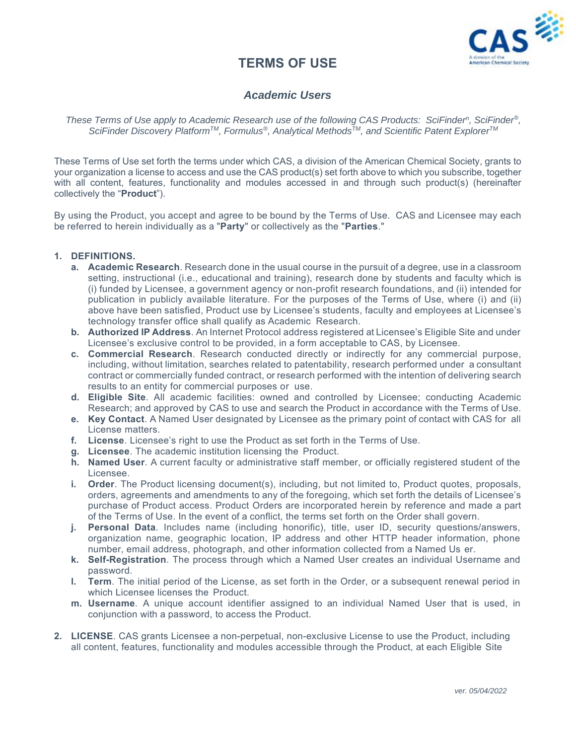# TERMS OF USE

## *Academic Users*

*These Terms of Use apply to Academic Research use of the following CAS Products: SciFinder$^{n}$, SciFinder®, SciFinder Discovery Platform™, Formulus®, Analytical Methods™, and Scientific Patent Explorer™*

These Terms of Use set forth the terms under which CAS, a division of the American Chemical Society, grants to your organization a license to access and use the CAS product(s) set forth above to which you subscribe, together with all content, features, functionality and modules accessed in and through such product(s) (hereinafter collectively the "**Product**").

By using the Product, you accept and agree to be bound by the Terms of Use. CAS and Licensee may each be referred to herein individually as a "**Party**" or collectively as the "**Parties**."

1. **DEFINITIONS.**
   a. **Academic Research**. Research done in the usual course in the pursuit of a degree, use in a classroom setting, instructional (i.e., educational and training), research done by students and faculty which is (i) funded by Licensee, a government agency or non-profit research foundations, and (ii) intended for publication in publicly available literature. For the purposes of the Terms of Use, where (i) and (ii) above have been satisfied, Product use by Licensee's students, faculty and employees at Licensee's technology transfer office shall qualify as Academic Research.
   b. **Authorized IP Address**. An Internet Protocol address registered at Licensee's Eligible Site and under Licensee's exclusive control to be provided, in a form acceptable to CAS, by Licensee.
   c. **Commercial Research**. Research conducted directly or indirectly for any commercial purpose, including, without limitation, searches related to patentability, research performed under a consultant contract or commercially funded contract, or research performed with the intention of delivering search results to an entity for commercial purposes or use.
   d. **Eligible Site**. All academic facilities: owned and controlled by Licensee; conducting Academic Research; and approved by CAS to use and search the Product in accordance with the Terms of Use.
   e. **Key Contact**. A Named User designated by Licensee as the primary point of contact with CAS for all License matters.
   f. **License**. Licensee's right to use the Product as set forth in the Terms of Use.
   g. **Licensee**. The academic institution licensing the Product.
   h. **Named User**. A current faculty or administrative staff member, or officially registered student of the Licensee.
   i. **Order**. The Product licensing document(s), including, but not limited to, Product quotes, proposals, orders, agreements and amendments to any of the foregoing, which set forth the details of Licensee's purchase of Product access. Product Orders are incorporated herein by reference and made a part of the Terms of Use. In the event of a conflict, the terms set forth on the Order shall govern.
   j. **Personal Data**. Includes name (including honorific), title, user ID, security questions/answers, organization name, geographic location, IP address and other HTTP header information, phone number, email address, photograph, and other information collected from a Named Us er.
   k. **Self-Registration**. The process through which a Named User creates an individual Username and password.
   l. **Term**. The initial period of the License, as set forth in the Order, or a subsequent renewal period in which Licensee licenses the Product.
   m. **Username**. A unique account identifier assigned to an individual Named User that is used, in conjunction with a password, to access the Product.

2. **LICENSE**. CAS grants Licensee a non-perpetual, non-exclusive License to use the Product, including all content, features, functionality and modules accessible through the Product, at each Eligible Site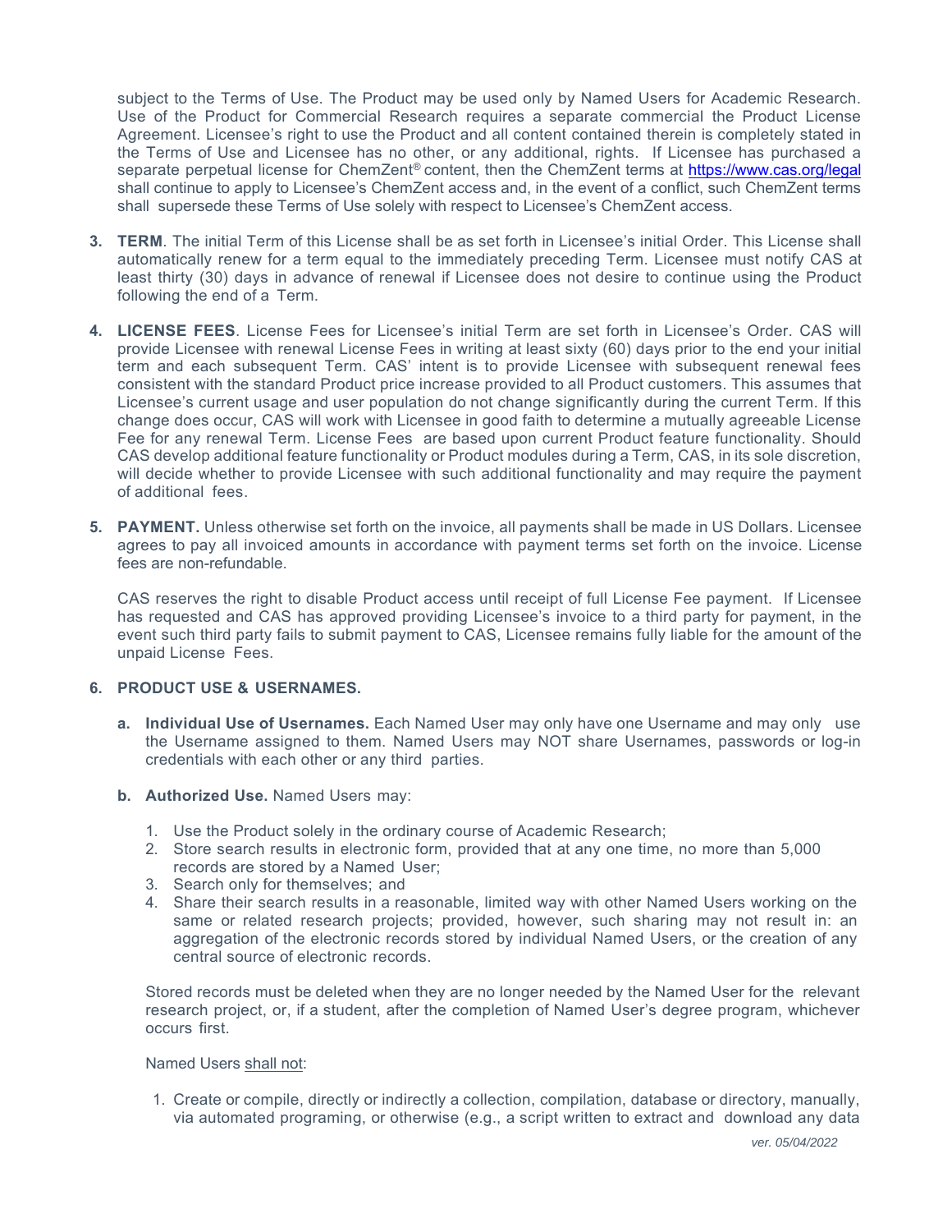subject to the Terms of Use. The Product may be used only by Named Users for Academic Research. Use of the Product for Commercial Research requires a separate commercial the Product License Agreement. Licensee's right to use the Product and all content contained therein is completely stated in the Terms of Use and Licensee has no other, or any additional, rights. If Licensee has purchased a separate perpetual license for ChemZent® content, then the ChemZent terms at https://www.cas.org/legal shall continue to apply to Licensee's ChemZent access and, in the event of a conflict, such ChemZent terms shall supersede these Terms of Use solely with respect to Licensee's ChemZent access.

3. **TERM**. The initial Term of this License shall be as set forth in Licensee's initial Order. This License shall automatically renew for a term equal to the immediately preceding Term. Licensee must notify CAS at least thirty (30) days in advance of renewal if Licensee does not desire to continue using the Product following the end of a Term.

4. **LICENSE FEES**. License Fees for Licensee's initial Term are set forth in Licensee's Order. CAS will provide Licensee with renewal License Fees in writing at least sixty (60) days prior to the end your initial term and each subsequent Term. CAS' intent is to provide Licensee with subsequent renewal fees consistent with the standard Product price increase provided to all Product customers. This assumes that Licensee's current usage and user population do not change significantly during the current Term. If this change does occur, CAS will work with Licensee in good faith to determine a mutually agreeable License Fee for any renewal Term. License Fees are based upon current Product feature functionality. Should CAS develop additional feature functionality or Product modules during a Term, CAS, in its sole discretion, will decide whether to provide Licensee with such additional functionality and may require the payment of additional fees.

5. **PAYMENT.** Unless otherwise set forth on the invoice, all payments shall be made in US Dollars. Licensee agrees to pay all invoiced amounts in accordance with payment terms set forth on the invoice. License fees are non-refundable.

   CAS reserves the right to disable Product access until receipt of full License Fee payment. If Licensee has requested and CAS has approved providing Licensee's invoice to a third party for payment, in the event such third party fails to submit payment to CAS, Licensee remains fully liable for the amount of the unpaid License Fees.

6. **PRODUCT USE & USERNAMES.**

   a. **Individual Use of Usernames.** Each Named User may only have one Username and may only use the Username assigned to them. Named Users may NOT share Usernames, passwords or log-in credentials with each other or any third parties.

   b. **Authorized Use.** Named Users may:

      1. Use the Product solely in the ordinary course of Academic Research;
      2. Store search results in electronic form, provided that at any one time, no more than 5,000 records are stored by a Named User;
      3. Search only for themselves; and
      4. Share their search results in a reasonable, limited way with other Named Users working on the same or related research projects; provided, however, such sharing may not result in: an aggregation of the electronic records stored by individual Named Users, or the creation of any central source of electronic records.

      Stored records must be deleted when they are no longer needed by the Named User for the relevant research project, or, if a student, after the completion of Named User's degree program, whichever occurs first.

      Named Users shall not:

      1. Create or compile, directly or indirectly a collection, compilation, database or directory, manually, via automated programing, or otherwise (e.g., a script written to extract and download any data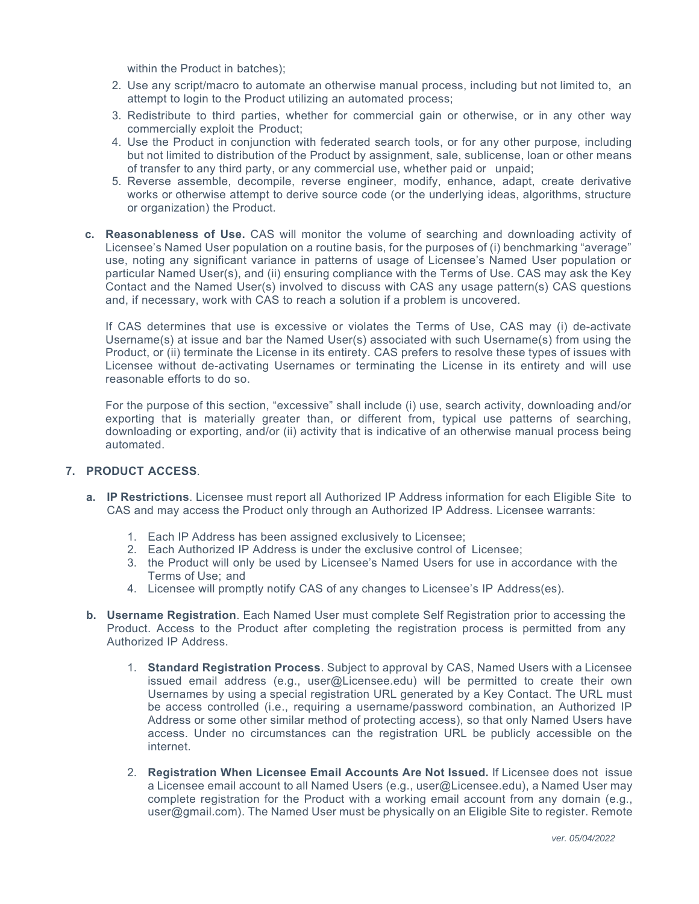within the Product in batches);

2. Use any script/macro to automate an otherwise manual process, including but not limited to, an attempt to login to the Product utilizing an automated process;
3. Redistribute to third parties, whether for commercial gain or otherwise, or in any other way commercially exploit the Product;
4. Use the Product in conjunction with federated search tools, or for any other purpose, including but not limited to distribution of the Product by assignment, sale, sublicense, loan or other means of transfer to any third party, or any commercial use, whether paid or unpaid;
5. Reverse assemble, decompile, reverse engineer, modify, enhance, adapt, create derivative works or otherwise attempt to derive source code (or the underlying ideas, algorithms, structure or organization) the Product.

**c. Reasonableness of Use.** CAS will monitor the volume of searching and downloading activity of Licensee's Named User population on a routine basis, for the purposes of (i) benchmarking "average" use, noting any significant variance in patterns of usage of Licensee's Named User population or particular Named User(s), and (ii) ensuring compliance with the Terms of Use. CAS may ask the Key Contact and the Named User(s) involved to discuss with CAS any usage pattern(s) CAS questions and, if necessary, work with CAS to reach a solution if a problem is uncovered.

If CAS determines that use is excessive or violates the Terms of Use, CAS may (i) de-activate Username(s) at issue and bar the Named User(s) associated with such Username(s) from using the Product, or (ii) terminate the License in its entirety. CAS prefers to resolve these types of issues with Licensee without de-activating Usernames or terminating the License in its entirety and will use reasonable efforts to do so.

For the purpose of this section, "excessive" shall include (i) use, search activity, downloading and/or exporting that is materially greater than, or different from, typical use patterns of searching, downloading or exporting, and/or (ii) activity that is indicative of an otherwise manual process being automated.

## 7. PRODUCT ACCESS.

**a. IP Restrictions**. Licensee must report all Authorized IP Address information for each Eligible Site to CAS and may access the Product only through an Authorized IP Address. Licensee warrants:

1. Each IP Address has been assigned exclusively to Licensee;
2. Each Authorized IP Address is under the exclusive control of Licensee;
3. the Product will only be used by Licensee's Named Users for use in accordance with the Terms of Use; and
4. Licensee will promptly notify CAS of any changes to Licensee's IP Address(es).

**b. Username Registration**. Each Named User must complete Self Registration prior to accessing the Product. Access to the Product after completing the registration process is permitted from any Authorized IP Address.

1. **Standard Registration Process**. Subject to approval by CAS, Named Users with a Licensee issued email address (e.g., user@Licensee.edu) will be permitted to create their own Usernames by using a special registration URL generated by a Key Contact. The URL must be access controlled (i.e., requiring a username/password combination, an Authorized IP Address or some other similar method of protecting access), so that only Named Users have access. Under no circumstances can the registration URL be publicly accessible on the internet.

2. **Registration When Licensee Email Accounts Are Not Issued.** If Licensee does not issue a Licensee email account to all Named Users (e.g., user@Licensee.edu), a Named User may complete registration for the Product with a working email account from any domain (e.g., user@gmail.com). The Named User must be physically on an Eligible Site to register. Remote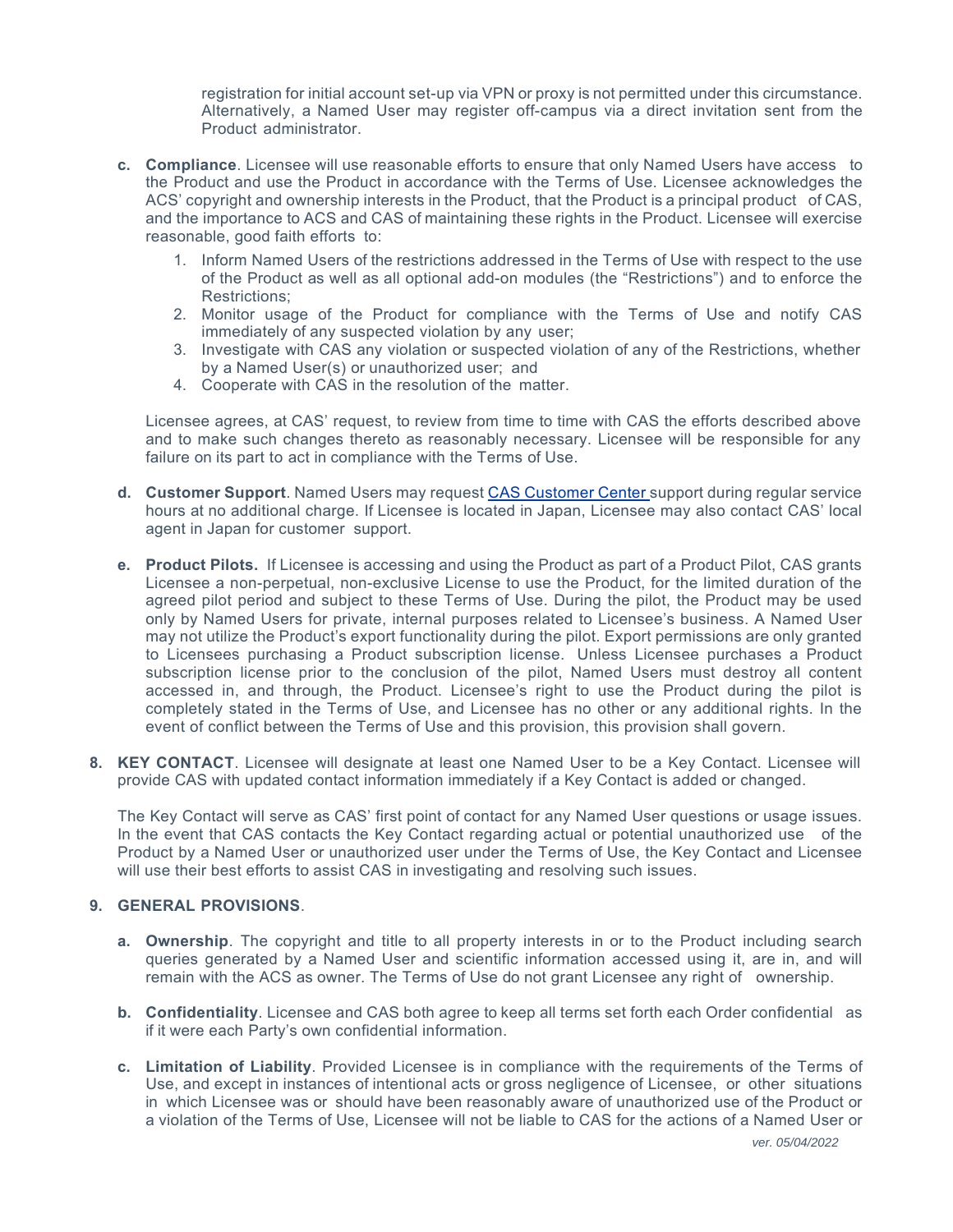registration for initial account set-up via VPN or proxy is not permitted under this circumstance. Alternatively, a Named User may register off-campus via a direct invitation sent from the Product administrator.

**c. Compliance**. Licensee will use reasonable efforts to ensure that only Named Users have access to the Product and use the Product in accordance with the Terms of Use. Licensee acknowledges the ACS' copyright and ownership interests in the Product, that the Product is a principal product of CAS, and the importance to ACS and CAS of maintaining these rights in the Product. Licensee will exercise reasonable, good faith efforts to:

1. Inform Named Users of the restrictions addressed in the Terms of Use with respect to the use of the Product as well as all optional add-on modules (the "Restrictions") and to enforce the Restrictions;
2. Monitor usage of the Product for compliance with the Terms of Use and notify CAS immediately of any suspected violation by any user;
3. Investigate with CAS any violation or suspected violation of any of the Restrictions, whether by a Named User(s) or unauthorized user; and
4. Cooperate with CAS in the resolution of the matter.

Licensee agrees, at CAS' request, to review from time to time with CAS the efforts described above and to make such changes thereto as reasonably necessary. Licensee will be responsible for any failure on its part to act in compliance with the Terms of Use.

**d. Customer Support**. Named Users may request CAS Customer Center support during regular service hours at no additional charge. If Licensee is located in Japan, Licensee may also contact CAS' local agent in Japan for customer support.

**e. Product Pilots.** If Licensee is accessing and using the Product as part of a Product Pilot, CAS grants Licensee a non-perpetual, non-exclusive License to use the Product, for the limited duration of the agreed pilot period and subject to these Terms of Use. During the pilot, the Product may be used only by Named Users for private, internal purposes related to Licensee's business. A Named User may not utilize the Product's export functionality during the pilot. Export permissions are only granted to Licensees purchasing a Product subscription license. Unless Licensee purchases a Product subscription license prior to the conclusion of the pilot, Named Users must destroy all content accessed in, and through, the Product. Licensee's right to use the Product during the pilot is completely stated in the Terms of Use, and Licensee has no other or any additional rights. In the event of conflict between the Terms of Use and this provision, this provision shall govern.

**8. KEY CONTACT**. Licensee will designate at least one Named User to be a Key Contact. Licensee will provide CAS with updated contact information immediately if a Key Contact is added or changed.

The Key Contact will serve as CAS' first point of contact for any Named User questions or usage issues. In the event that CAS contacts the Key Contact regarding actual or potential unauthorized use of the Product by a Named User or unauthorized user under the Terms of Use, the Key Contact and Licensee will use their best efforts to assist CAS in investigating and resolving such issues.

**9. GENERAL PROVISIONS**.

**a. Ownership**. The copyright and title to all property interests in or to the Product including search queries generated by a Named User and scientific information accessed using it, are in, and will remain with the ACS as owner. The Terms of Use do not grant Licensee any right of ownership.

**b. Confidentiality**. Licensee and CAS both agree to keep all terms set forth each Order confidential as if it were each Party's own confidential information.

**c. Limitation of Liability**. Provided Licensee is in compliance with the requirements of the Terms of Use, and except in instances of intentional acts or gross negligence of Licensee, or other situations in which Licensee was or should have been reasonably aware of unauthorized use of the Product or a violation of the Terms of Use, Licensee will not be liable to CAS for the actions of a Named User or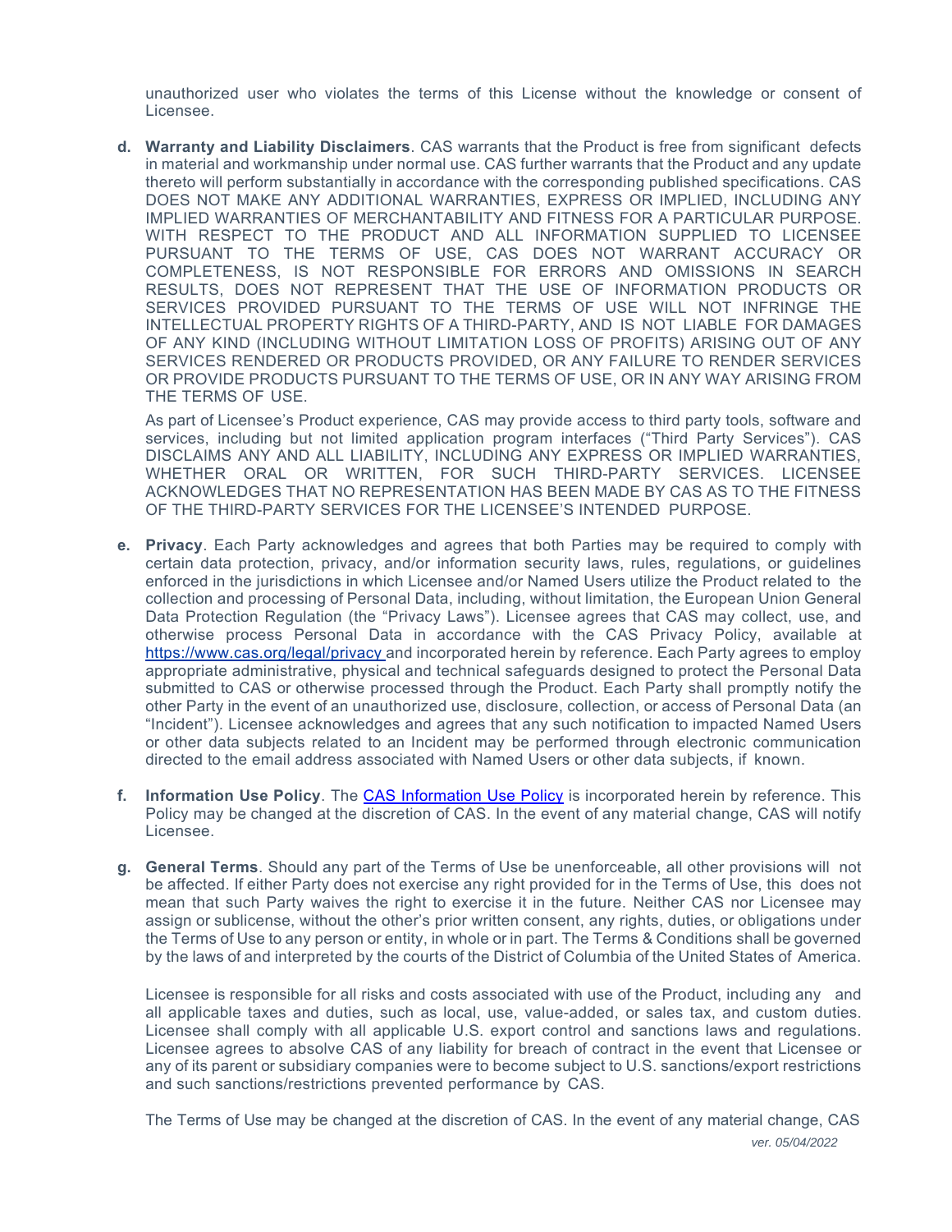unauthorized user who violates the terms of this License without the knowledge or consent of Licensee.

d. **Warranty and Liability Disclaimers**. CAS warrants that the Product is free from significant defects in material and workmanship under normal use. CAS further warrants that the Product and any update thereto will perform substantially in accordance with the corresponding published specifications. CAS DOES NOT MAKE ANY ADDITIONAL WARRANTIES, EXPRESS OR IMPLIED, INCLUDING ANY IMPLIED WARRANTIES OF MERCHANTABILITY AND FITNESS FOR A PARTICULAR PURPOSE. WITH RESPECT TO THE PRODUCT AND ALL INFORMATION SUPPLIED TO LICENSEE PURSUANT TO THE TERMS OF USE, CAS DOES NOT WARRANT ACCURACY OR COMPLETENESS, IS NOT RESPONSIBLE FOR ERRORS AND OMISSIONS IN SEARCH RESULTS, DOES NOT REPRESENT THAT THE USE OF INFORMATION PRODUCTS OR SERVICES PROVIDED PURSUANT TO THE TERMS OF USE WILL NOT INFRINGE THE INTELLECTUAL PROPERTY RIGHTS OF A THIRD-PARTY, AND IS NOT LIABLE FOR DAMAGES OF ANY KIND (INCLUDING WITHOUT LIMITATION LOSS OF PROFITS) ARISING OUT OF ANY SERVICES RENDERED OR PRODUCTS PROVIDED, OR ANY FAILURE TO RENDER SERVICES OR PROVIDE PRODUCTS PURSUANT TO THE TERMS OF USE, OR IN ANY WAY ARISING FROM THE TERMS OF USE.

   As part of Licensee's Product experience, CAS may provide access to third party tools, software and services, including but not limited application program interfaces ("Third Party Services"). CAS DISCLAIMS ANY AND ALL LIABILITY, INCLUDING ANY EXPRESS OR IMPLIED WARRANTIES, WHETHER ORAL OR WRITTEN, FOR SUCH THIRD-PARTY SERVICES. LICENSEE ACKNOWLEDGES THAT NO REPRESENTATION HAS BEEN MADE BY CAS AS TO THE FITNESS OF THE THIRD-PARTY SERVICES FOR THE LICENSEE'S INTENDED PURPOSE.

e. **Privacy**. Each Party acknowledges and agrees that both Parties may be required to comply with certain data protection, privacy, and/or information security laws, rules, regulations, or guidelines enforced in the jurisdictions in which Licensee and/or Named Users utilize the Product related to the collection and processing of Personal Data, including, without limitation, the European Union General Data Protection Regulation (the "Privacy Laws"). Licensee agrees that CAS may collect, use, and otherwise process Personal Data in accordance with the CAS Privacy Policy, available at [https://www.cas.org/legal/privacy](https://www.cas.org/legal/privacy) and incorporated herein by reference. Each Party agrees to employ appropriate administrative, physical and technical safeguards designed to protect the Personal Data submitted to CAS or otherwise processed through the Product. Each Party shall promptly notify the other Party in the event of an unauthorized use, disclosure, collection, or access of Personal Data (an "Incident"). Licensee acknowledges and agrees that any such notification to impacted Named Users or other data subjects related to an Incident may be performed through electronic communication directed to the email address associated with Named Users or other data subjects, if known.

f. **Information Use Policy**. The CAS Information Use Policy is incorporated herein by reference. This Policy may be changed at the discretion of CAS. In the event of any material change, CAS will notify Licensee.

g. **General Terms**. Should any part of the Terms of Use be unenforceable, all other provisions will not be affected. If either Party does not exercise any right provided for in the Terms of Use, this does not mean that such Party waives the right to exercise it in the future. Neither CAS nor Licensee may assign or sublicense, without the other's prior written consent, any rights, duties, or obligations under the Terms of Use to any person or entity, in whole or in part. The Terms & Conditions shall be governed by the laws of and interpreted by the courts of the District of Columbia of the United States of America.

   Licensee is responsible for all risks and costs associated with use of the Product, including any and all applicable taxes and duties, such as local, use, value-added, or sales tax, and custom duties. Licensee shall comply with all applicable U.S. export control and sanctions laws and regulations. Licensee agrees to absolve CAS of any liability for breach of contract in the event that Licensee or any of its parent or subsidiary companies were to become subject to U.S. sanctions/export restrictions and such sanctions/restrictions prevented performance by CAS.

   The Terms of Use may be changed at the discretion of CAS. In the event of any material change, CAS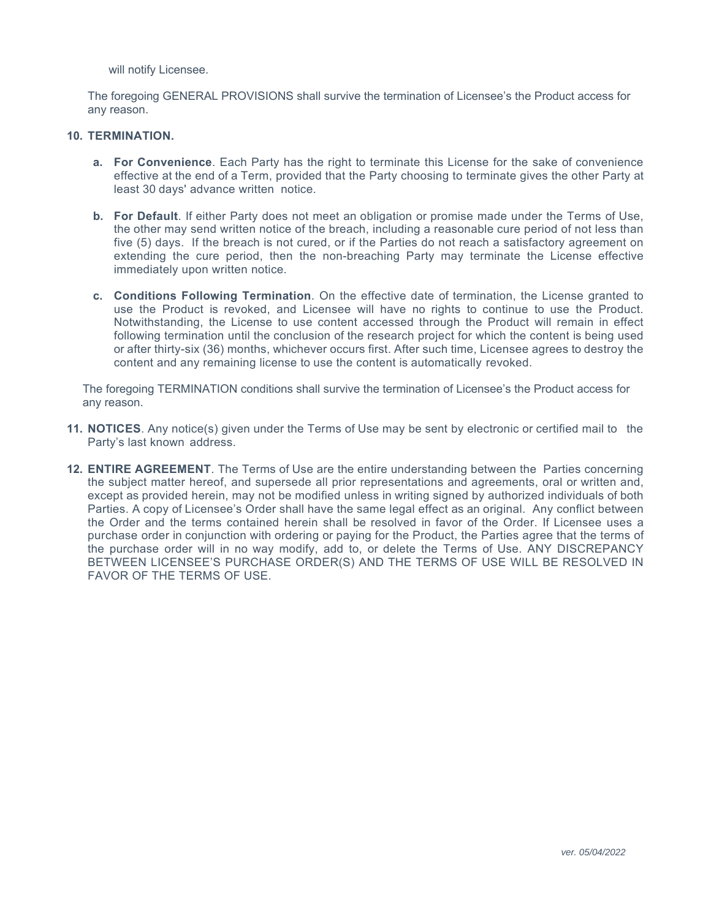will notify Licensee.

The foregoing GENERAL PROVISIONS shall survive the termination of Licensee's the Product access for any reason.

**10. TERMINATION.**

a. **For Convenience**. Each Party has the right to terminate this License for the sake of convenience effective at the end of a Term, provided that the Party choosing to terminate gives the other Party at least 30 days' advance written notice.

b. **For Default**. If either Party does not meet an obligation or promise made under the Terms of Use, the other may send written notice of the breach, including a reasonable cure period of not less than five (5) days. If the breach is not cured, or if the Parties do not reach a satisfactory agreement on extending the cure period, then the non-breaching Party may terminate the License effective immediately upon written notice.

c. **Conditions Following Termination**. On the effective date of termination, the License granted to use the Product is revoked, and Licensee will have no rights to continue to use the Product. Notwithstanding, the License to use content accessed through the Product will remain in effect following termination until the conclusion of the research project for which the content is being used or after thirty-six (36) months, whichever occurs first. After such time, Licensee agrees to destroy the content and any remaining license to use the content is automatically revoked.

The foregoing TERMINATION conditions shall survive the termination of Licensee's the Product access for any reason.

**11. NOTICES**. Any notice(s) given under the Terms of Use may be sent by electronic or certified mail to the Party's last known address.

**12. ENTIRE AGREEMENT**. The Terms of Use are the entire understanding between the Parties concerning the subject matter hereof, and supersede all prior representations and agreements, oral or written and, except as provided herein, may not be modified unless in writing signed by authorized individuals of both Parties. A copy of Licensee's Order shall have the same legal effect as an original. Any conflict between the Order and the terms contained herein shall be resolved in favor of the Order. If Licensee uses a purchase order in conjunction with ordering or paying for the Product, the Parties agree that the terms of the purchase order will in no way modify, add to, or delete the Terms of Use. ANY DISCREPANCY BETWEEN LICENSEE'S PURCHASE ORDER(S) AND THE TERMS OF USE WILL BE RESOLVED IN FAVOR OF THE TERMS OF USE.

*ver. 05/04/2022*